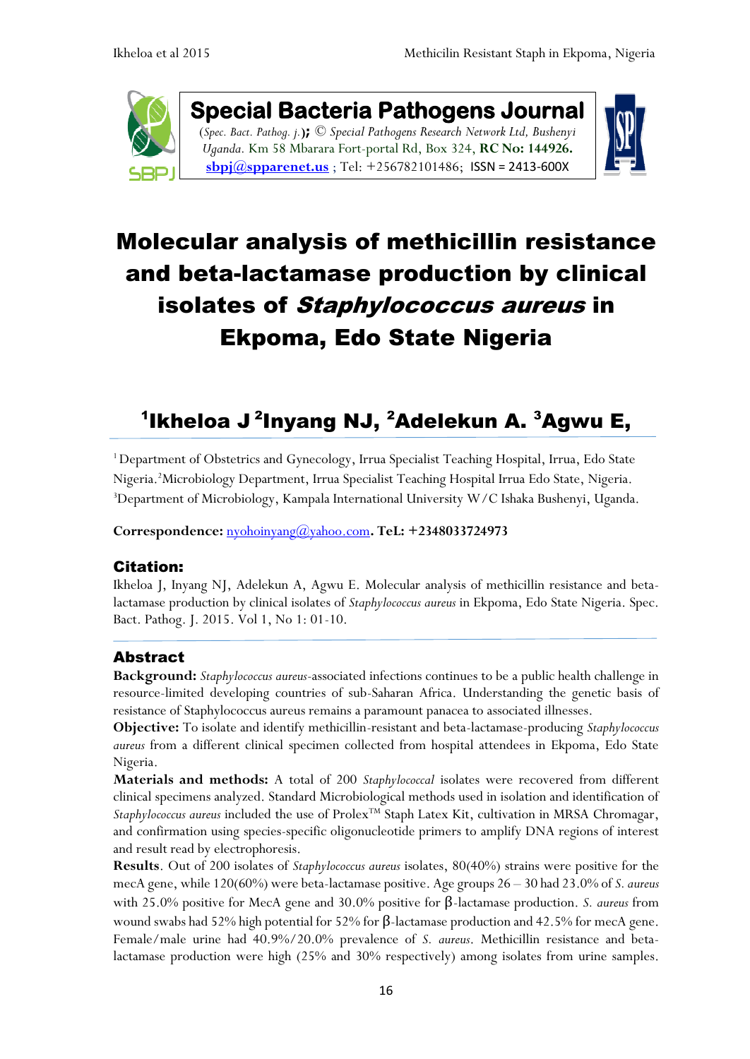**Special Bacteria Pathogens Journal**

(*Spec. Bact. Pathog. j.*)**;** © *Special Pathogens Research Network Ltd, Bushenyi Uganda.* Km 58 Mbarara Fort-portal Rd, Box 324, **RC No: 144926.** **sbpj@spparenet.us** ; Tel: +256782101486; ISSN = 2413-600X

# Molecular analysis of methicillin resistance and beta-lactamase production by clinical isolates of *Staphylococcus aureus* in Ekpoma, Edo State Nigeria

## [1]Ikheloa J [2]Inyang NJ, [2]Adelekun A. [3]Agwu E,

[1] Department of Obstetrics and Gynecology, Irrua Specialist Teaching Hospital, Irrua, Edo State Nigeria.[2]Microbiology Department, Irrua Specialist Teaching Hospital Irrua Edo State, Nigeria. [3]Department of Microbiology, Kampala International University W/C Ishaka Bushenyi, Uganda.

**Correspondence:** nyohoinyang@yahoo.com**. TeL: +2348033724973**

### Citation:

Ikheloa J, Inyang NJ, Adelekun A, Agwu E. Molecular analysis of methicillin resistance and beta-lactamase production by clinical isolates of *Staphylococcus aureus* in Ekpoma, Edo State Nigeria. Spec. Bact. Pathog. J. 2015. Vol 1, No 1: 01-10.

### Abstract

**Background:** *Staphylococcus aureus*-associated infections continues to be a public health challenge in resource-limited developing countries of sub-Saharan Africa. Understanding the genetic basis of resistance of Staphylococcus aureus remains a paramount panacea to associated illnesses.

**Objective:** To isolate and identify methicillin-resistant and beta-lactamase-producing *Staphylococcus aureus* from a different clinical specimen collected from hospital attendees in Ekpoma, Edo State Nigeria.

**Materials and methods:** A total of 200 *Staphylococcal* isolates were recovered from different clinical specimens analyzed. Standard Microbiological methods used in isolation and identification of *Staphylococcus aureus* included the use of Prolex™ Staph Latex Kit, cultivation in MRSA Chromagar, and confirmation using species-specific oligonucleotide primers to amplify DNA regions of interest and result read by electrophoresis.

**Results**. Out of 200 isolates of *Staphylococcus aureus* isolates, 80(40%) strains were positive for the mecA gene, while 120(60%) were beta-lactamase positive. Age groups 26 – 30 had 23.0% of *S. aureus* with 25.0% positive for MecA gene and 30.0% positive for β-lactamase production. *S. aureus* from wound swabs had 52% high potential for 52% for β-lactamase production and 42.5% for mecA gene. Female/male urine had 40.9%/20.0% prevalence of *S. aureus*. Methicillin resistance and beta-lactamase production were high (25% and 30% respectively) among isolates from urine samples.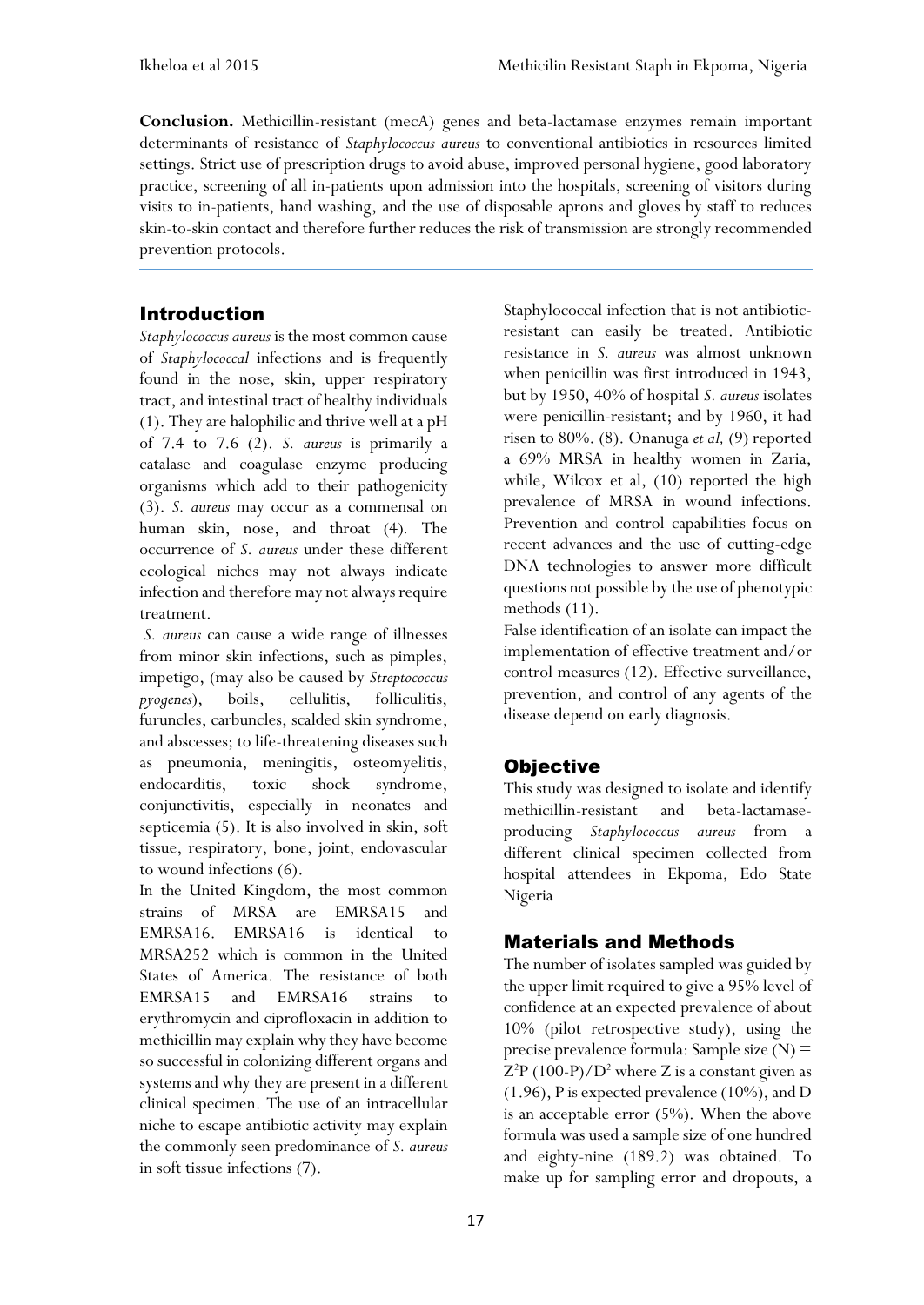**Conclusion.** Methicillin-resistant (mecA) genes and beta-lactamase enzymes remain important determinants of resistance of *Staphylococcus aureus* to conventional antibiotics in resources limited settings. Strict use of prescription drugs to avoid abuse, improved personal hygiene, good laboratory practice, screening of all in-patients upon admission into the hospitals, screening of visitors during visits to in-patients, hand washing, and the use of disposable aprons and gloves by staff to reduces skin-to-skin contact and therefore further reduces the risk of transmission are strongly recommended prevention protocols.

## Introduction

*Staphylococcus aureus* is the most common cause of *Staphylococcal* infections and is frequently found in the nose, skin, upper respiratory tract, and intestinal tract of healthy individuals (1). They are halophilic and thrive well at a pH of 7.4 to 7.6 (2). *S. aureus* is primarily a catalase and coagulase enzyme producing organisms which add to their pathogenicity (3). *S. aureus* may occur as a commensal on human skin, nose, and throat (4). The occurrence of *S. aureus* under these different ecological niches may not always indicate infection and therefore may not always require treatment.

*S. aureus* can cause a wide range of illnesses from minor skin infections, such as pimples, impetigo, (may also be caused by *Streptococcus pyogenes*), boils, cellulitis, folliculitis, furuncles, carbuncles, scalded skin syndrome, and abscesses; to life-threatening diseases such as pneumonia, meningitis, osteomyelitis, endocarditis, toxic shock syndrome, conjunctivitis, especially in neonates and septicemia (5). It is also involved in skin, soft tissue, respiratory, bone, joint, endovascular to wound infections (6).

In the United Kingdom, the most common strains of MRSA are EMRSA15 and EMRSA16. EMRSA16 is identical to MRSA252 which is common in the United States of America. The resistance of both EMRSA15 and EMRSA16 strains to erythromycin and ciprofloxacin in addition to methicillin may explain why they have become so successful in colonizing different organs and systems and why they are present in a different clinical specimen. The use of an intracellular niche to escape antibiotic activity may explain the commonly seen predominance of *S. aureus* in soft tissue infections (7).

Staphylococcal infection that is not antibiotic-resistant can easily be treated. Antibiotic resistance in *S. aureus* was almost unknown when penicillin was first introduced in 1943, but by 1950, 40% of hospital *S. aureus* isolates were penicillin-resistant; and by 1960, it had risen to 80%. (8). Onanuga *et al,* (9) reported a 69% MRSA in healthy women in Zaria, while, Wilcox et al, (10) reported the high prevalence of MRSA in wound infections. Prevention and control capabilities focus on recent advances and the use of cutting-edge DNA technologies to answer more difficult questions not possible by the use of phenotypic methods (11).

False identification of an isolate can impact the implementation of effective treatment and/or control measures (12). Effective surveillance, prevention, and control of any agents of the disease depend on early diagnosis.

## Objective

This study was designed to isolate and identify methicillin-resistant and beta-lactamase-producing *Staphylococcus aureus* from a different clinical specimen collected from hospital attendees in Ekpoma, Edo State Nigeria

## Materials and Methods

The number of isolates sampled was guided by the upper limit required to give a 95% level of confidence at an expected prevalence of about 10% (pilot retrospective study), using the precise prevalence formula: Sample size (N) = $Z^2P\,(100\text{-}P)/D^2$ where Z is a constant given as (1.96), P is expected prevalence (10%), and D is an acceptable error (5%). When the above formula was used a sample size of one hundred and eighty-nine (189.2) was obtained. To make up for sampling error and dropouts, a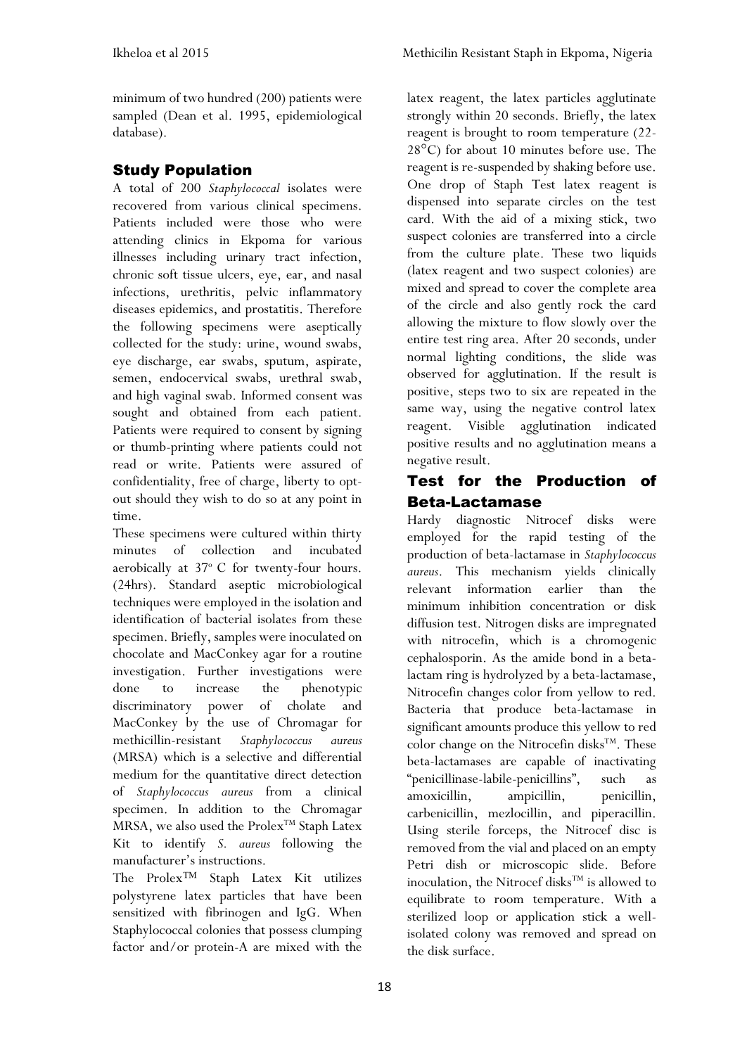minimum of two hundred (200) patients were sampled (Dean et al. 1995, epidemiological database).

## Study Population

A total of 200 *Staphylococcal* isolates were recovered from various clinical specimens. Patients included were those who were attending clinics in Ekpoma for various illnesses including urinary tract infection, chronic soft tissue ulcers, eye, ear, and nasal infections, urethritis, pelvic inflammatory diseases epidemics, and prostatitis. Therefore the following specimens were aseptically collected for the study: urine, wound swabs, eye discharge, ear swabs, sputum, aspirate, semen, endocervical swabs, urethral swab, and high vaginal swab. Informed consent was sought and obtained from each patient. Patients were required to consent by signing or thumb-printing where patients could not read or write. Patients were assured of confidentiality, free of charge, liberty to opt-out should they wish to do so at any point in time.

These specimens were cultured within thirty minutes of collection and incubated aerobically at 37° C for twenty-four hours. (24hrs). Standard aseptic microbiological techniques were employed in the isolation and identification of bacterial isolates from these specimen. Briefly, samples were inoculated on chocolate and MacConkey agar for a routine investigation. Further investigations were done to increase the phenotypic discriminatory power of cholate and MacConkey by the use of Chromagar for methicillin-resistant *Staphylococcus aureus* (MRSA) which is a selective and differential medium for the quantitative direct detection of *Staphylococcus aureus* from a clinical specimen. In addition to the Chromagar MRSA, we also used the Prolex™ Staph Latex Kit to identify *S. aureus* following the manufacturer's instructions.

The Prolex™ Staph Latex Kit utilizes polystyrene latex particles that have been sensitized with fibrinogen and IgG. When Staphylococcal colonies that possess clumping factor and/or protein-A are mixed with the latex reagent, the latex particles agglutinate strongly within 20 seconds. Briefly, the latex reagent is brought to room temperature (22-28°C) for about 10 minutes before use. The reagent is re-suspended by shaking before use. One drop of Staph Test latex reagent is dispensed into separate circles on the test card. With the aid of a mixing stick, two suspect colonies are transferred into a circle from the culture plate. These two liquids (latex reagent and two suspect colonies) are mixed and spread to cover the complete area of the circle and also gently rock the card allowing the mixture to flow slowly over the entire test ring area. After 20 seconds, under normal lighting conditions, the slide was observed for agglutination. If the result is positive, steps two to six are repeated in the same way, using the negative control latex reagent. Visible agglutination indicated positive results and no agglutination means a negative result.

## Test for the Production of Beta-Lactamase

Hardy diagnostic Nitrocef disks were employed for the rapid testing of the production of beta-lactamase in *Staphylococcus aureus*. This mechanism yields clinically relevant information earlier than the minimum inhibition concentration or disk diffusion test. Nitrogen disks are impregnated with nitrocefin, which is a chromogenic cephalosporin. As the amide bond in a beta-lactam ring is hydrolyzed by a beta-lactamase, Nitrocefin changes color from yellow to red. Bacteria that produce beta-lactamase in significant amounts produce this yellow to red color change on the Nitrocefin disks™. These beta-lactamases are capable of inactivating "penicillinase-labile-penicillins", such as amoxicillin, ampicillin, penicillin, carbenicillin, mezlocillin, and piperacillin. Using sterile forceps, the Nitrocef disc is removed from the vial and placed on an empty Petri dish or microscopic slide. Before inoculation, the Nitrocef disks™ is allowed to equilibrate to room temperature. With a sterilized loop or application stick a well-isolated colony was removed and spread on the disk surface.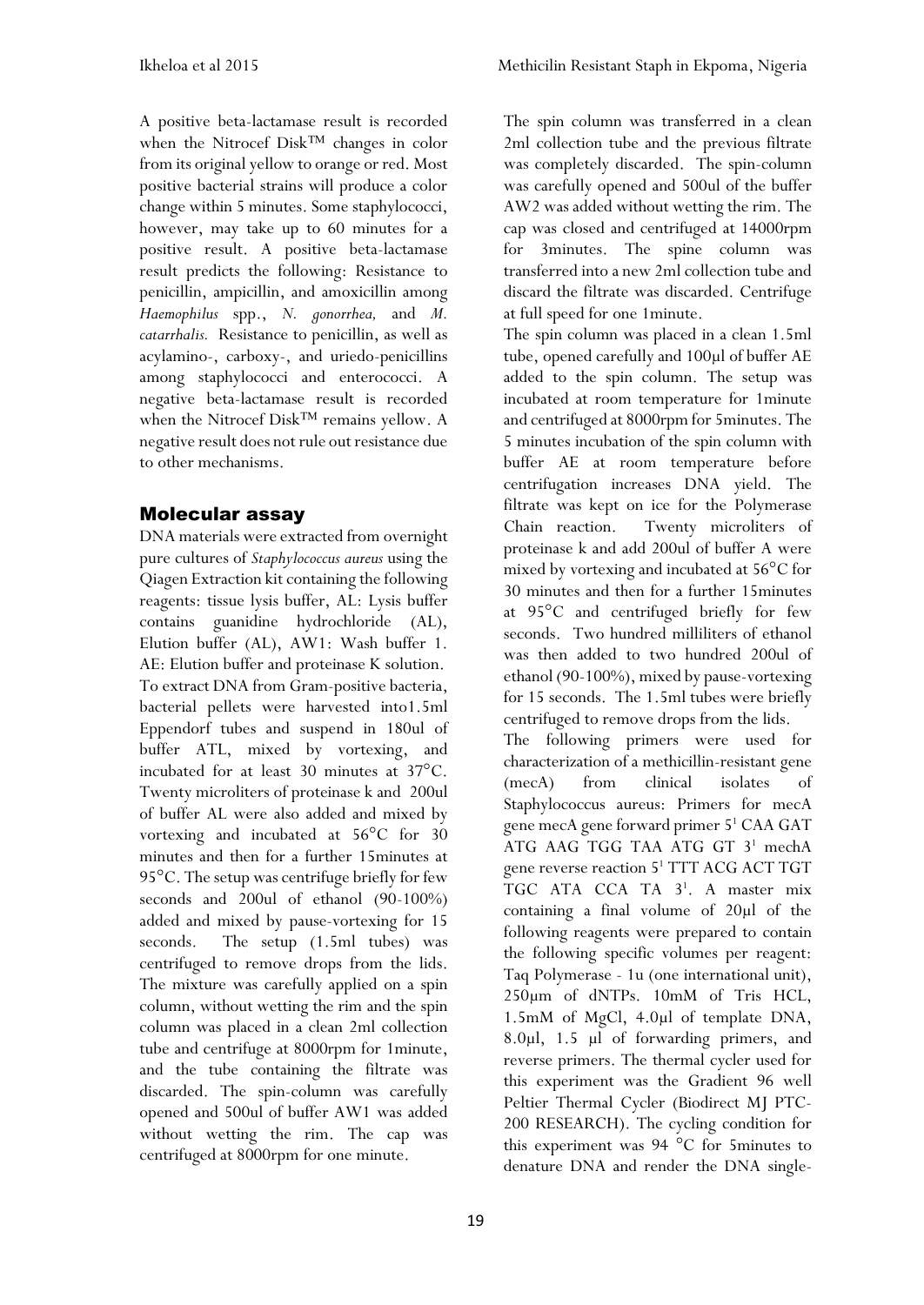A positive beta-lactamase result is recorded when the Nitrocef Disk™ changes in color from its original yellow to orange or red. Most positive bacterial strains will produce a color change within 5 minutes. Some staphylococci, however, may take up to 60 minutes for a positive result. A positive beta-lactamase result predicts the following: Resistance to penicillin, ampicillin, and amoxicillin among *Haemophilus* spp., *N. gonorrhea,* and *M. catarrhalis.* Resistance to penicillin, as well as acylamino-, carboxy-, and uriedo-penicillins among staphylococci and enterococci. A negative beta-lactamase result is recorded when the Nitrocef Disk™ remains yellow. A negative result does not rule out resistance due to other mechanisms.

## Molecular assay

DNA materials were extracted from overnight pure cultures of *Staphylococcus aureus* using the Qiagen Extraction kit containing the following reagents: tissue lysis buffer, AL: Lysis buffer contains guanidine hydrochloride (AL), Elution buffer (AL), AW1: Wash buffer 1. AE: Elution buffer and proteinase K solution. To extract DNA from Gram-positive bacteria, bacterial pellets were harvested into1.5ml Eppendorf tubes and suspend in 180ul of buffer ATL, mixed by vortexing, and incubated for at least 30 minutes at 37°C. Twenty microliters of proteinase k and 200ul of buffer AL were also added and mixed by vortexing and incubated at 56°C for 30 minutes and then for a further 15minutes at 95°C. The setup was centrifuge briefly for few seconds and 200ul of ethanol (90-100%) added and mixed by pause-vortexing for 15 seconds. The setup (1.5ml tubes) was centrifuged to remove drops from the lids. The mixture was carefully applied on a spin column, without wetting the rim and the spin column was placed in a clean 2ml collection tube and centrifuge at 8000rpm for 1minute, and the tube containing the filtrate was discarded. The spin-column was carefully opened and 500ul of buffer AW1 was added without wetting the rim. The cap was centrifuged at 8000rpm for one minute.

The spin column was transferred in a clean 2ml collection tube and the previous filtrate was completely discarded. The spin-column was carefully opened and 500ul of the buffer AW2 was added without wetting the rim. The cap was closed and centrifuged at 14000rpm for 3minutes. The spine column was transferred into a new 2ml collection tube and discard the filtrate was discarded. Centrifuge at full speed for one 1minute.

The spin column was placed in a clean 1.5ml tube, opened carefully and 100µl of buffer AE added to the spin column. The setup was incubated at room temperature for 1minute and centrifuged at 8000rpm for 5minutes. The 5 minutes incubation of the spin column with buffer AE at room temperature before centrifugation increases DNA yield. The filtrate was kept on ice for the Polymerase Chain reaction. Twenty microliters of proteinase k and add 200ul of buffer A were mixed by vortexing and incubated at 56°C for 30 minutes and then for a further 15minutes at 95°C and centrifuged briefly for few seconds. Two hundred milliliters of ethanol was then added to two hundred 200ul of ethanol (90-100%), mixed by pause-vortexing for 15 seconds. The 1.5ml tubes were briefly centrifuged to remove drops from the lids.

The following primers were used for characterization of a methicillin-resistant gene (mecA) from clinical isolates of Staphylococcus aureus: Primers for mecA gene mecA gene forward primer 5[1] CAA GAT ATG AAG TGG TAA ATG GT 3[1] mechA gene reverse reaction 5[1] TTT ACG ACT TGT TGC ATA CCA TA 3[1]. A master mix containing a final volume of 20µl of the following reagents were prepared to contain the following specific volumes per reagent: Taq Polymerase - 1u (one international unit), 250µm of dNTPs. 10mM of Tris HCL, 1.5mM of MgCl, 4.0µl of template DNA, 8.0µl, 1.5 µl of forwarding primers, and reverse primers. The thermal cycler used for this experiment was the Gradient 96 well Peltier Thermal Cycler (Biodirect MJ PTC-200 RESEARCH). The cycling condition for this experiment was 94 °C for 5minutes to denature DNA and render the DNA single-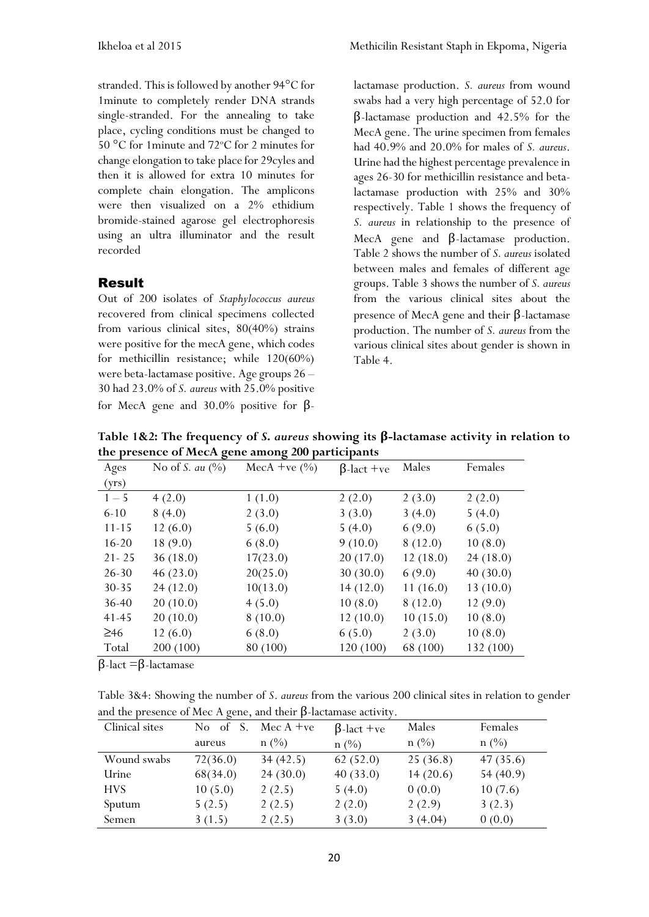stranded. This is followed by another 94°C for 1minute to completely render DNA strands single-stranded. For the annealing to take place, cycling conditions must be changed to 50 °C for 1minute and 72°C for 2 minutes for change elongation to take place for 29cyles and then it is allowed for extra 10 minutes for complete chain elongation. The amplicons were then visualized on a 2% ethidium bromide-stained agarose gel electrophoresis using an ultra illuminator and the result recorded

## Result

Out of 200 isolates of *Staphylococcus aureus* recovered from clinical specimens collected from various clinical sites, 80(40%) strains were positive for the mecA gene, which codes for methicillin resistance; while 120(60%) were beta-lactamase positive. Age groups 26 – 30 had 23.0% of *S. aureus* with 25.0% positive for MecA gene and 30.0% positive for β-lactamase production. *S. aureus* from wound swabs had a very high percentage of 52.0 for β-lactamase production and 42.5% for the MecA gene. The urine specimen from females had 40.9% and 20.0% for males of *S. aureus*. Urine had the highest percentage prevalence in ages 26-30 for methicillin resistance and beta-lactamase production with 25% and 30% respectively. Table 1 shows the frequency of *S. aureus* in relationship to the presence of MecA gene and β-lactamase production. Table 2 shows the number of *S. aureus* isolated between males and females of different age groups. Table 3 shows the number of *S. aureus* from the various clinical sites about the presence of MecA gene and their β-lactamase production. The number of *S. aureus* from the various clinical sites about gender is shown in Table 4.

**Table 1&2: The frequency of *S. aureus* showing its β-lactamase activity in relation to the presence of MecA gene among 200 participants**

| Ages (yrs) | No of *S. au* (%) | MecA +ve (%) | β-lact +ve | Males | Females |
|---|---|---|---|---|---|
| 1 – 5 | 4 (2.0) | 1 (1.0) | 2 (2.0) | 2 (3.0) | 2 (2.0) |
| 6-10 | 8 (4.0) | 2 (3.0) | 3 (3.0) | 3 (4.0) | 5 (4.0) |
| 11-15 | 12 (6.0) | 5 (6.0) | 5 (4.0) | 6 (9.0) | 6 (5.0) |
| 16-20 | 18 (9.0) | 6 (8.0) | 9 (10.0) | 8 (12.0) | 10 (8.0) |
| 21- 25 | 36 (18.0) | 17(23.0) | 20 (17.0) | 12 (18.0) | 24 (18.0) |
| 26-30 | 46 (23.0) | 20(25.0) | 30 (30.0) | 6 (9.0) | 40 (30.0) |
| 30-35 | 24 (12.0) | 10(13.0) | 14 (12.0) | 11 (16.0) | 13 (10.0) |
| 36-40 | 20 (10.0) | 4 (5.0) | 10 (8.0) | 8 (12.0) | 12 (9.0) |
| 41-45 | 20 (10.0) | 8 (10.0) | 12 (10.0) | 10 (15.0) | 10 (8.0) |
| ≥46 | 12 (6.0) | 6 (8.0) | 6 (5.0) | 2 (3.0) | 10 (8.0) |
| Total | 200 (100) | 80 (100) | 120 (100) | 68 (100) | 132 (100) |

β-lact =β-lactamase

Table 3&4: Showing the number of *S. aureus* from the various 200 clinical sites in relation to gender and the presence of Mec A gene, and their β-lactamase activity.

| Clinical sites | No of S. aureus | Mec A +ve n (%) | β-lact +ve n (%) | Males n (%) | Females n (%) |
|---|---|---|---|---|---|
| Wound swabs | 72(36.0) | 34 (42.5) | 62 (52.0) | 25 (36.8) | 47 (35.6) |
| Urine | 68(34.0) | 24 (30.0) | 40 (33.0) | 14 (20.6) | 54 (40.9) |
| HVS | 10 (5.0) | 2 (2.5) | 5 (4.0) | 0 (0.0) | 10 (7.6) |
| Sputum | 5 (2.5) | 2 (2.5) | 2 (2.0) | 2 (2.9) | 3 (2.3) |
| Semen | 3 (1.5) | 2 (2.5) | 3 (3.0) | 3 (4.04) | 0 (0.0) |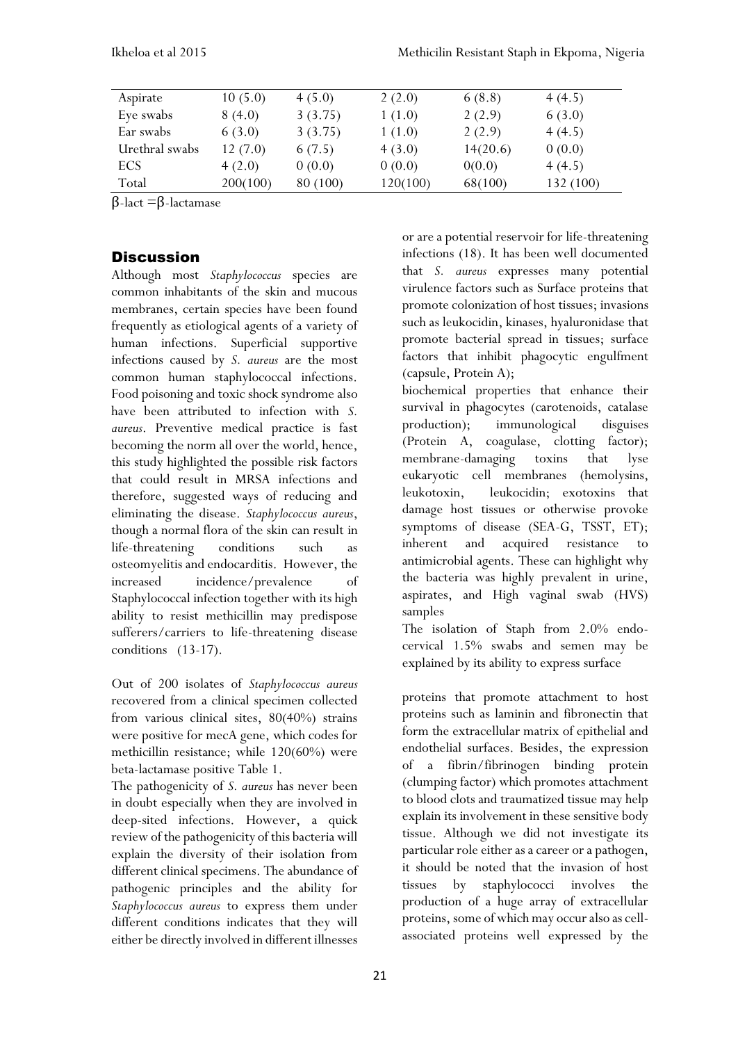| | | | | | |
|---|---|---|---|---|---|
| Aspirate | 10 (5.0) | 4 (5.0) | 2 (2.0) | 6 (8.8) | 4 (4.5) |
| Eye swabs | 8 (4.0) | 3 (3.75) | 1 (1.0) | 2 (2.9) | 6 (3.0) |
| Ear swabs | 6 (3.0) | 3 (3.75) | 1 (1.0) | 2 (2.9) | 4 (4.5) |
| Urethral swabs | 12 (7.0) | 6 (7.5) | 4 (3.0) | 14(20.6) | 0 (0.0) |
| ECS | 4 (2.0) | 0 (0.0) | 0 (0.0) | 0(0.0) | 4 (4.5) |
| Total | 200(100) | 80 (100) | 120(100) | 68(100) | 132 (100) |

β-lact =β-lactamase

## Discussion

Although most *Staphylococcus* species are common inhabitants of the skin and mucous membranes, certain species have been found frequently as etiological agents of a variety of human infections. Superficial supportive infections caused by *S. aureus* are the most common human staphylococcal infections. Food poisoning and toxic shock syndrome also have been attributed to infection with *S. aureus*. Preventive medical practice is fast becoming the norm all over the world, hence, this study highlighted the possible risk factors that could result in MRSA infections and therefore, suggested ways of reducing and eliminating the disease. *Staphylococcus aureus*, though a normal flora of the skin can result in life-threatening conditions such as osteomyelitis and endocarditis. However, the increased incidence/prevalence of Staphylococcal infection together with its high ability to resist methicillin may predispose sufferers/carriers to life-threatening disease conditions (13-17).

Out of 200 isolates of *Staphylococcus aureus* recovered from a clinical specimen collected from various clinical sites, 80(40%) strains were positive for mecA gene, which codes for methicillin resistance; while 120(60%) were beta-lactamase positive Table 1.

The pathogenicity of *S. aureus* has never been in doubt especially when they are involved in deep-sited infections. However, a quick review of the pathogenicity of this bacteria will explain the diversity of their isolation from different clinical specimens. The abundance of pathogenic principles and the ability for *Staphylococcus aureus* to express them under different conditions indicates that they will either be directly involved in different illnesses or are a potential reservoir for life-threatening infections (18). It has been well documented that *S. aureus* expresses many potential virulence factors such as Surface proteins that promote colonization of host tissues; invasions such as leukocidin, kinases, hyaluronidase that promote bacterial spread in tissues; surface factors that inhibit phagocytic engulfment (capsule, Protein A);
biochemical properties that enhance their survival in phagocytes (carotenoids, catalase production); immunological disguises (Protein A, coagulase, clotting factor); membrane-damaging toxins that lyse eukaryotic cell membranes (hemolysins, leukotoxin, leukocidin; exotoxins that damage host tissues or otherwise provoke symptoms of disease (SEA-G, TSST, ET); inherent and acquired resistance to antimicrobial agents. These can highlight why the bacteria was highly prevalent in urine, aspirates, and High vaginal swab (HVS) samples

The isolation of Staph from 2.0% endo-cervical 1.5% swabs and semen may be explained by its ability to express surface proteins that promote attachment to host proteins such as laminin and fibronectin that form the extracellular matrix of epithelial and endothelial surfaces. Besides, the expression of a fibrin/fibrinogen binding protein (clumping factor) which promotes attachment to blood clots and traumatized tissue may help explain its involvement in these sensitive body tissue. Although we did not investigate its particular role either as a career or a pathogen, it should be noted that the invasion of host tissues by staphylococci involves the production of a huge array of extracellular proteins, some of which may occur also as cell-associated proteins well expressed by the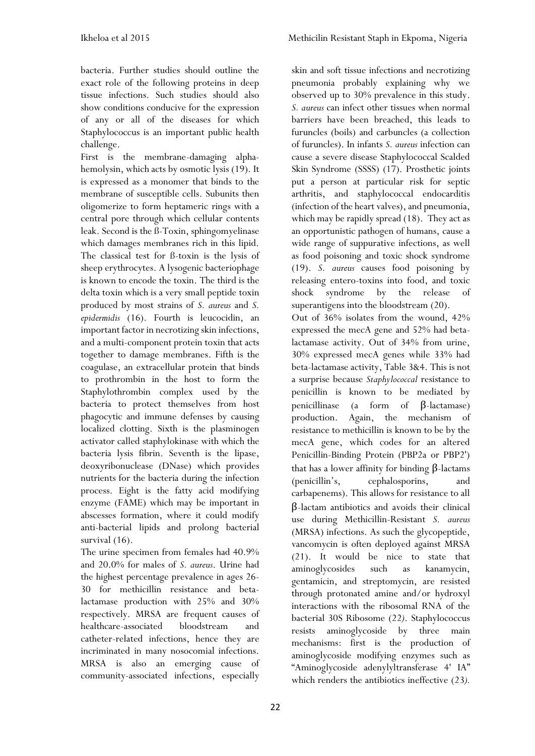bacteria. Further studies should outline the exact role of the following proteins in deep tissue infections. Such studies should also show conditions conducive for the expression of any or all of the diseases for which Staphylococcus is an important public health challenge.

First is the membrane-damaging alpha-hemolysin, which acts by osmotic lysis (19). It is expressed as a monomer that binds to the membrane of susceptible cells. Subunits then oligomerize to form heptameric rings with a central pore through which cellular contents leak. Second is the ß-Toxin, sphingomyelinase which damages membranes rich in this lipid. The classical test for ß-toxin is the lysis of sheep erythrocytes. A lysogenic bacteriophage is known to encode the toxin. The third is the delta toxin which is a very small peptide toxin produced by most strains of *S. aureus* and *S. epidermidis* (16). Fourth is leucocidin, an important factor in necrotizing skin infections, and a multi-component protein toxin that acts together to damage membranes. Fifth is the coagulase, an extracellular protein that binds to prothrombin in the host to form the Staphylothrombin complex used by the bacteria to protect themselves from host phagocytic and immune defenses by causing localized clotting. Sixth is the plasminogen activator called staphylokinase with which the bacteria lysis fibrin. Seventh is the lipase, deoxyribonuclease (DNase) which provides nutrients for the bacteria during the infection process. Eight is the fatty acid modifying enzyme (FAME) which may be important in abscesses formation, where it could modify anti-bacterial lipids and prolong bacterial survival (16).

The urine specimen from females had 40.9% and 20.0% for males of *S. aureus*. Urine had the highest percentage prevalence in ages 26-30 for methicillin resistance and beta-lactamase production with 25% and 30% respectively. MRSA are frequent causes of healthcare-associated bloodstream and catheter-related infections, hence they are incriminated in many nosocomial infections. MRSA is also an emerging cause of community-associated infections, especially skin and soft tissue infections and necrotizing pneumonia probably explaining why we observed up to 30% prevalence in this study. *S. aureus* can infect other tissues when normal barriers have been breached, this leads to furuncles (boils) and carbuncles (a collection of furuncles). In infants *S. aureus* infection can cause a severe disease Staphylococcal Scalded Skin Syndrome (SSSS) (17). Prosthetic joints put a person at particular risk for septic arthritis, and staphylococcal endocarditis (infection of the heart valves), and pneumonia, which may be rapidly spread (18). They act as an opportunistic pathogen of humans, cause a wide range of suppurative infections, as well as food poisoning and toxic shock syndrome (19). *S. aureus* causes food poisoning by releasing entero-toxins into food, and toxic shock syndrome by the release of superantigens into the bloodstream (20).

Out of 36% isolates from the wound, 42% expressed the mecA gene and 52% had beta-lactamase activity. Out of 34% from urine, 30% expressed mecA genes while 33% had beta-lactamase activity, Table 3&4. This is not a surprise because *Staphylococcal* resistance to penicillin is known to be mediated by penicillinase (a form of β-lactamase) production. Again, the mechanism of resistance to methicillin is known to be by the mecA gene, which codes for an altered Penicillin-Binding Protein (PBP2a or PBP2') that has a lower affinity for binding β-lactams (penicillin's, cephalosporins, and carbapenems). This allows for resistance to all β-lactam antibiotics and avoids their clinical use during Methicillin-Resistant *S. aureus* (MRSA) infections. As such the glycopeptide, vancomycin is often deployed against MRSA (21). It would be nice to state that aminoglycosides such as kanamycin, gentamicin, and streptomycin, are resisted through protonated amine and/or hydroxyl interactions with the ribosomal RNA of the bacterial 30S Ribosome (22). Staphylococcus resists aminoglycoside by three main mechanisms: first is the production of aminoglycoside modifying enzymes such as "Aminoglycoside adenylyltransferase 4' IA" which renders the antibiotics ineffective (23).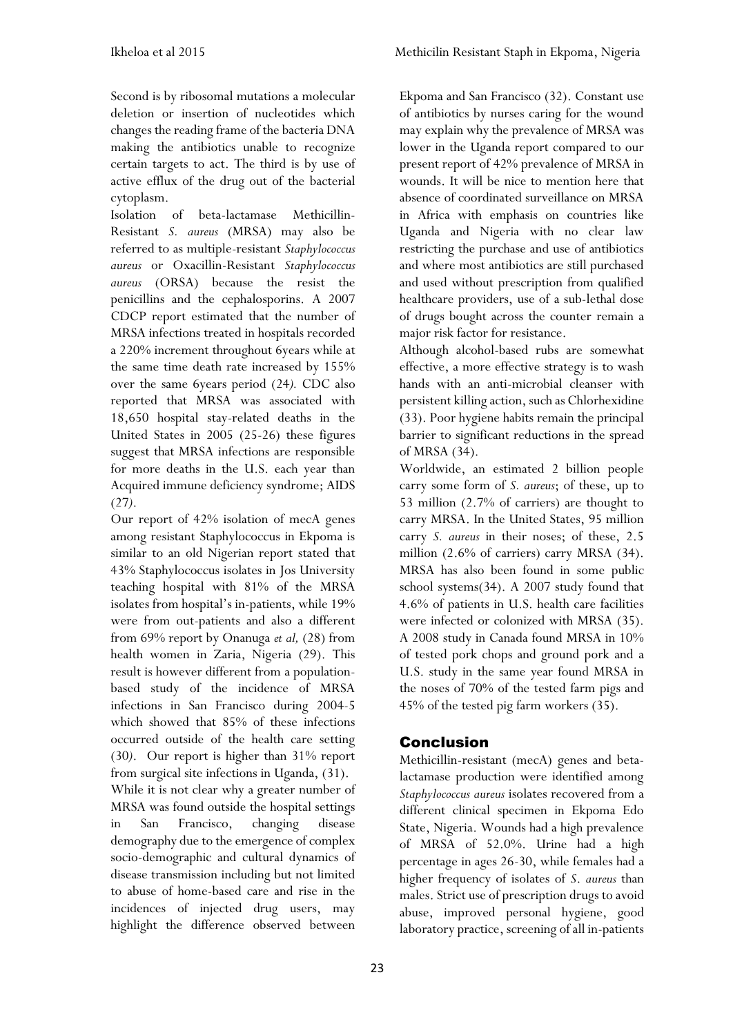Second is by ribosomal mutations a molecular deletion or insertion of nucleotides which changes the reading frame of the bacteria DNA making the antibiotics unable to recognize certain targets to act. The third is by use of active efflux of the drug out of the bacterial cytoplasm.

Isolation of beta-lactamase Methicillin-Resistant *S. aureus* (MRSA) may also be referred to as multiple-resistant *Staphylococcus aureus* or Oxacillin-Resistant *Staphylococcus aureus* (ORSA) because the resist the penicillins and the cephalosporins. A 2007 CDCP report estimated that the number of MRSA infections treated in hospitals recorded a 220% increment throughout 6years while at the same time death rate increased by 155% over the same 6years period (24*).* CDC also reported that MRSA was associated with 18,650 hospital stay-related deaths in the United States in 2005 (25-26) these figures suggest that MRSA infections are responsible for more deaths in the U.S. each year than Acquired immune deficiency syndrome; AIDS (27*)*.

Our report of 42% isolation of mecA genes among resistant Staphylococcus in Ekpoma is similar to an old Nigerian report stated that 43% Staphylococcus isolates in Jos University teaching hospital with 81% of the MRSA isolates from hospital's in-patients, while 19% were from out-patients and also a different from 69% report by Onanuga *et al,* (28) from health women in Zaria, Nigeria (29). This result is however different from a population-based study of the incidence of MRSA infections in San Francisco during 2004-5 which showed that 85% of these infections occurred outside of the health care setting (30*)*. Our report is higher than 31% report from surgical site infections in Uganda, (31).

While it is not clear why a greater number of MRSA was found outside the hospital settings in San Francisco, changing disease demography due to the emergence of complex socio-demographic and cultural dynamics of disease transmission including but not limited to abuse of home-based care and rise in the incidences of injected drug users, may highlight the difference observed between Ekpoma and San Francisco (32). Constant use of antibiotics by nurses caring for the wound may explain why the prevalence of MRSA was lower in the Uganda report compared to our present report of 42% prevalence of MRSA in wounds. It will be nice to mention here that absence of coordinated surveillance on MRSA in Africa with emphasis on countries like Uganda and Nigeria with no clear law restricting the purchase and use of antibiotics and where most antibiotics are still purchased and used without prescription from qualified healthcare providers, use of a sub-lethal dose of drugs bought across the counter remain a major risk factor for resistance.

Although alcohol-based rubs are somewhat effective, a more effective strategy is to wash hands with an anti-microbial cleanser with persistent killing action, such as Chlorhexidine (33). Poor hygiene habits remain the principal barrier to significant reductions in the spread of MRSA (34).

Worldwide, an estimated 2 billion people carry some form of *S. aureus*; of these, up to 53 million (2.7% of carriers) are thought to carry MRSA. In the United States, 95 million carry *S. aureus* in their noses; of these, 2.5 million (2.6% of carriers) carry MRSA (34). MRSA has also been found in some public school systems(34). A 2007 study found that 4.6% of patients in U.S. health care facilities were infected or colonized with MRSA (35). A 2008 study in Canada found MRSA in 10% of tested pork chops and ground pork and a U.S. study in the same year found MRSA in the noses of 70% of the tested farm pigs and 45% of the tested pig farm workers (35).

## Conclusion

Methicillin-resistant (mecA) genes and beta-lactamase production were identified among *Staphylococcus aureus* isolates recovered from a different clinical specimen in Ekpoma Edo State, Nigeria. Wounds had a high prevalence of MRSA of 52.0%. Urine had a high percentage in ages 26-30, while females had a higher frequency of isolates of *S. aureus* than males. Strict use of prescription drugs to avoid abuse, improved personal hygiene, good laboratory practice, screening of all in-patients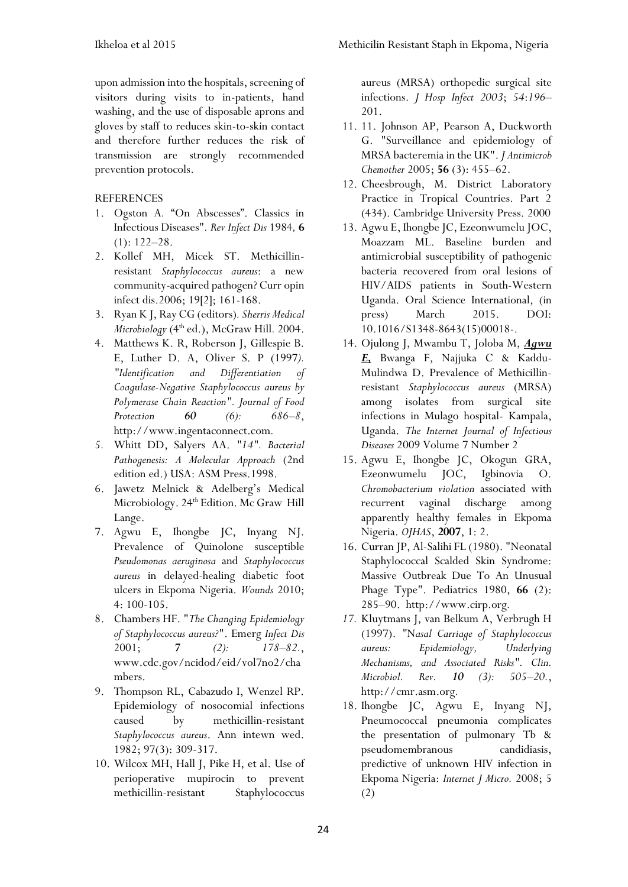upon admission into the hospitals, screening of visitors during visits to in-patients, hand washing, and the use of disposable aprons and gloves by staff to reduces skin-to-skin contact and therefore further reduces the risk of transmission are strongly recommended prevention protocols.

REFERENCES

1. Ogston A. "On Abscesses". Classics in Infectious Diseases". *Rev Infect Dis* 1984, **6** (1): 122–28.
2. Kollef MH, Micek ST. Methicillin-resistant *Staphylococcus aureus*: a new community-acquired pathogen? Curr opin infect dis.2006; 19[2]; 161-168.
3. Ryan K J, Ray CG (editors). *Sherris Medical Microbiology* (4th ed.), McGraw Hill. 2004.
4. Matthews K. R, Roberson J, Gillespie B. E, Luther D. A, Oliver S. P (1997). "*Identification and Differentiation of Coagulase-Negative Staphylococcus aureus by Polymerase Chain Reaction*". *Journal of Food Protection* ***60*** *(6): 686–8*, http://www.ingentaconnect.com.
5. Whitt DD, Salyers AA. "*14*". *Bacterial Pathogenesis: A Molecular Approach* (2nd edition ed.) USA: ASM Press.1998.
6. Jawetz Melnick & Adelberg's Medical Microbiology. 24th Edition. Mc Graw Hill Lange.
7. Agwu E, Ihongbe JC, Inyang NJ. Prevalence of Quinolone susceptible *Pseudomonas aeruginosa* and *Staphylococcus aureus* in delayed-healing diabetic foot ulcers in Ekpoma Nigeria. *Wounds* 2010; 4: 100-105.
8. Chambers HF. "*The Changing Epidemiology of Staphylococcus aureus?*". Emerg *Infect Dis* 2001; ***7*** *(2): 178–82.*, www.cdc.gov/ncidod/eid/vol7no2/chambers.
9. Thompson RL, Cabazudo I, Wenzel RP. Epidemiology of nosocomial infections caused by methicillin-resistant *Staphylococcus aureus*. Ann intewn wed. 1982; 97(3): 309-317.
10. Wilcox MH, Hall J, Pike H, et al. Use of perioperative mupirocin to prevent methicillin-resistant Staphylococcus aureus (MRSA) orthopedic surgical site infections. *J Hosp Infect 2003*; *54*:*196–*201.
11. 11. Johnson AP, Pearson A, Duckworth G. "Surveillance and epidemiology of MRSA bacteremia in the UK". *J Antimicrob Chemother* 2005; **56** (3): 455–62.
12. Cheesbrough, M. District Laboratory Practice in Tropical Countries. Part 2 (434). Cambridge University Press. 2000
13. Agwu E, Ihongbe JC, Ezeonwumelu JOC, Moazzam ML. Baseline burden and antimicrobial susceptibility of pathogenic bacteria recovered from oral lesions of HIV/AIDS patients in South-Western Uganda. Oral Science International, (in press) March 2015. DOI: 10.1016/S1348-8643(15)00018-.
14. Ojulong J, Mwambu T, Joloba M, ***Agwu E***, Bwanga F, Najjuka C & Kaddu-Mulindwa D. Prevalence of Methicillin-resistant *Staphylococcus aureus* (MRSA) among isolates from surgical site infections in Mulago hospital- Kampala, Uganda. *The Internet Journal of Infectious Diseases* 2009 Volume 7 Number 2
15. Agwu E, Ihongbe JC, Okogun GRA, Ezeonwumelu JOC, Igbinovia O. *Chromobacterium violation* associated with recurrent vaginal discharge among apparently healthy females in Ekpoma Nigeria. *OJHAS*, **2007**, 1: 2.
16. Curran JP, Al-Salihi FL (1980). "Neonatal Staphylococcal Scalded Skin Syndrome: Massive Outbreak Due To An Unusual Phage Type". Pediatrics 1980, **66** (2): 285–90. http://www.cirp.org.
17. Kluytmans J, van Belkum A, Verbrugh H (1997). "N*asal Carriage of Staphylococcus aureus: Epidemiology, Underlying Mechanisms, and Associated Risks*". *Clin. Microbiol. Rev.* ***10*** *(3): 505–20.*, http://cmr.asm.org.
18. Ihongbe JC, Agwu E, Inyang NJ, Pneumococcal pneumonia complicates the presentation of pulmonary Tb & pseudomembranous candidiasis, predictive of unknown HIV infection in Ekpoma Nigeria: *Internet J Micro.* 2008; 5 (2)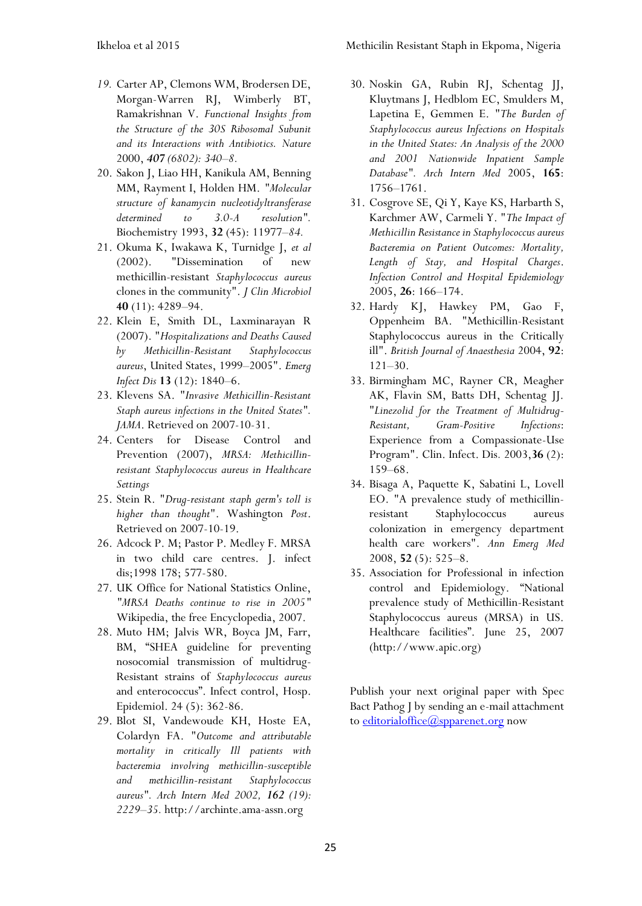19. Carter AP, Clemons WM, Brodersen DE, Morgan-Warren RJ, Wimberly BT, Ramakrishnan V. *Functional Insights from the Structure of the 30S Ribosomal Subunit and its Interactions with Antibiotics. Nature* 2000, ***407*** *(6802): 340–8.*
20. Sakon J, Liao HH, Kanikula AM, Benning MM, Rayment I, Holden HM. "*Molecular structure of kanamycin nucleotidyltransferase determined to 3.0-A resolution*". Biochemistry 1993, **32** (45): 11977*–84.*
21. Okuma K, Iwakawa K, Turnidge J, *et al* (2002). "Dissemination of new methicillin-resistant *Staphylococcus aureus* clones in the community". *J Clin Microbiol* **40** (11): 4289–94.
22. Klein E, Smith DL, Laxminarayan R (2007). "*Hospitalizations and Deaths Caused by Methicillin-Resistant Staphylococcus aureus*, United States, 1999–2005". *Emerg Infect Dis* **13** (12): 1840–6.
23. Klevens SA. "*Invasive Methicillin-Resistant Staph aureus infections in the United States*". *JAMA*. Retrieved on 2007-10-31.
24. Centers for Disease Control and Prevention (2007), *MRSA: Methicillin-resistant Staphylococcus aureus in Healthcare Settings*
25. Stein R. "*Drug-resistant staph germ's toll is higher than thought*". Washington *Post*. Retrieved on 2007-10-19.
26. Adcock P. M; Pastor P. Medley F. MRSA in two child care centres. J. infect dis;1998 178; 577-580.
27. UK Office for National Statistics Online, "*MRSA Deaths continue to rise in 2005*" Wikipedia, the free Encyclopedia, 2007.
28. Muto HM; Jalvis WR, Boyca JM, Farr, BM, "SHEA guideline for preventing nosocomial transmission of multidrug-Resistant strains of *Staphylococcus aureus* and enterococcus". Infect control, Hosp. Epidemiol. 24 (5): 362-86.
29. Blot SI, Vandewoude KH, Hoste EA, Colardyn FA. "*Outcome and attributable mortality in critically Ill patients with bacteremia involving methicillin-susceptible and methicillin-resistant Staphylococcus aureus*". *Arch Intern Med 2002,* ***162*** *(19): 2229–35.* http://archinte.ama-assn.org
30. Noskin GA, Rubin RJ, Schentag JJ, Kluytmans J, Hedblom EC, Smulders M, Lapetina E, Gemmen E. "*The Burden of Staphylococcus aureus Infections on Hospitals in the United States: An Analysis of the 2000 and 2001 Nationwide Inpatient Sample Database*". *Arch Intern Med* 2005, **165**: 1756–1761.
31. Cosgrove SE, Qi Y, Kaye KS, Harbarth S, Karchmer AW, Carmeli Y. "*The Impact of Methicillin Resistance in Staphylococcus aureus Bacteremia on Patient Outcomes: Mortality, Length of Stay, and Hospital Charges*. *Infection Control and Hospital Epidemiology* 2005, **26**: 166–174.
32. Hardy KJ, Hawkey PM, Gao F, Oppenheim BA. "Methicillin-Resistant Staphylococcus aureus in the Critically ill". *British Journal of Anaesthesia* 2004, **92**: 121–30.
33. Birmingham MC, Rayner CR, Meagher AK, Flavin SM, Batts DH, Schentag JJ. "*Linezolid for the Treatment of Multidrug-Resistant, Gram-Positive Infections*: Experience from a Compassionate-Use Program". Clin. Infect. Dis. 2003,**36** (2): 159–68.
34. Bisaga A, Paquette K, Sabatini L, Lovell EO. "A prevalence study of methicillin-resistant Staphylococcus aureus colonization in emergency department health care workers". *Ann Emerg Med* 2008, **52** (5): 525–8.
35. Association for Professional in infection control and Epidemiology. "National prevalence study of Methicillin-Resistant Staphylococcus aureus (MRSA) in US. Healthcare facilities". June 25, 2007 (http://www.apic.org)

Publish your next original paper with Spec Bact Pathog J by sending an e-mail attachment to editorialoffice@spparenet.org now